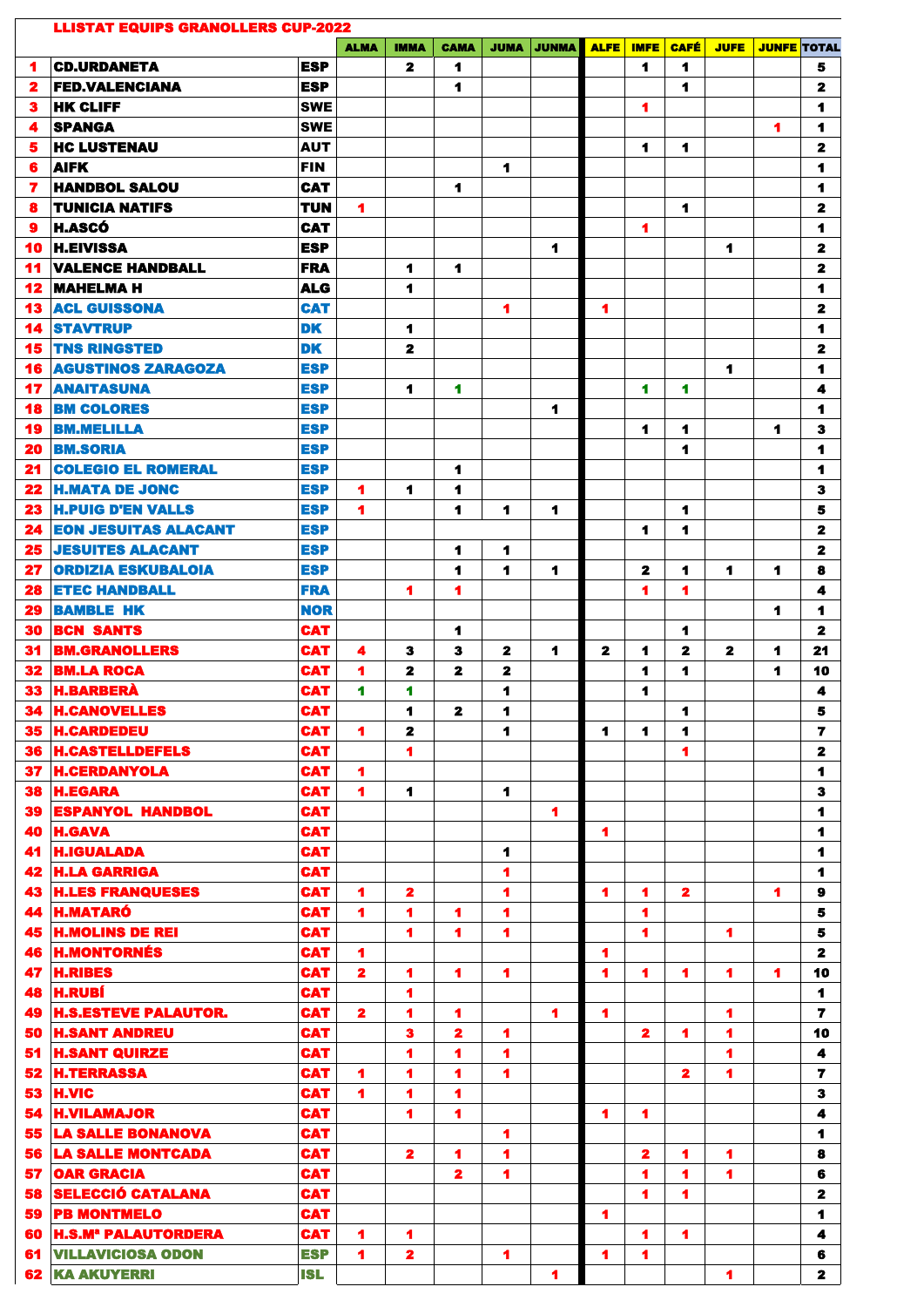# LLISTAT EQUIPS GRANOLLERS CUP-2022

| | | | ALMA | IMMA | CAMA | JUMA | JUNMA | ALFE | IMFE | CAFÉ | JUFE | JUNFE | TOTAL |
|---|---|---|---|---|---|---|---|---|---|---|---|---|---|
| 1 | CD.URDANETA | ESP | | 2 | 1 | | | | 1 | 1 | | | 5 |
| 2 | FED.VALENCIANA | ESP | | | 1 | | | | | 1 | | | 2 |
| 3 | HK CLIFF | SWE | | | | | | | 1 | | | | 1 |
| 4 | SPANGA | SWE | | | | | | | | | | 1 | 1 |
| 5 | HC LUSTENAU | AUT | | | | | | | 1 | 1 | | | 2 |
| 6 | AIFK | FIN | | | | 1 | | | | | | | 1 |
| 7 | HANDBOL SALOU | CAT | | | 1 | | | | | | | | 1 |
| 8 | TUNICIA NATIFS | TUN | 1 | | | | | | | 1 | | | 2 |
| 9 | H.ASCÓ | CAT | | | | | | | 1 | | | | 1 |
| 10 | H.EIVISSA | ESP | | | | | 1 | | | | 1 | | 2 |
| 11 | VALENCE HANDBALL | FRA | | 1 | 1 | | | | | | | | 2 |
| 12 | MAHELMA H | ALG | | 1 | | | | | | | | | 1 |
| 13 | ACL GUISSONA | CAT | | | | 1 | | 1 | | | | | 2 |
| 14 | STAVTRUP | DK | | 1 | | | | | | | | | 1 |
| 15 | TNS RINGSTED | DK | | 2 | | | | | | | | | 2 |
| 16 | AGUSTINOS ZARAGOZA | ESP | | | | | | | | | 1 | | 1 |
| 17 | ANAITASUNA | ESP | | 1 | 1 | | | | 1 | 1 | | | 4 |
| 18 | BM COLORES | ESP | | | | | 1 | | | | | | 1 |
| 19 | BM.MELILLA | ESP | | | | | | | 1 | 1 | | 1 | 3 |
| 20 | BM.SORIA | ESP | | | | | | | | 1 | | | 1 |
| 21 | COLEGIO EL ROMERAL | ESP | | | 1 | | | | | | | | 1 |
| 22 | H.MATA DE JONC | ESP | 1 | 1 | 1 | | | | | | | | 3 |
| 23 | H.PUIG D'EN VALLS | ESP | 1 | | 1 | 1 | 1 | | | 1 | | | 5 |
| 24 | EON JESUITAS ALACANT | ESP | | | | | | | 1 | 1 | | | 2 |
| 25 | JESUITES ALACANT | ESP | | | 1 | 1 | | | | | | | 2 |
| 27 | ORDIZIA ESKUBALOIA | ESP | | | 1 | 1 | 1 | | 2 | 1 | 1 | 1 | 8 |
| 28 | ETEC HANDBALL | FRA | | 1 | 1 | | | | 1 | 1 | | | 4 |
| 29 | BAMBLE HK | NOR | | | | | | | | | | 1 | 1 |
| 30 | BCN SANTS | CAT | | | 1 | | | | | 1 | | | 2 |
| 31 | BM.GRANOLLERS | CAT | 4 | 3 | 3 | 2 | 1 | 2 | 1 | 2 | 2 | 1 | 21 |
| 32 | BM.LA ROCA | CAT | 1 | 2 | 2 | 2 | | | 1 | 1 | | 1 | 10 |
| 33 | H.BARBERÀ | CAT | 1 | 1 | | 1 | | | 1 | | | | 4 |
| 34 | H.CANOVELLES | CAT | | 1 | 2 | 1 | | | | 1 | | | 5 |
| 35 | H.CARDEDEU | CAT | 1 | 2 | | 1 | | 1 | 1 | 1 | | | 7 |
| 36 | H.CASTELLDEFELS | CAT | | 1 | | | | | | 1 | | | 2 |
| 37 | H.CERDANYOLA | CAT | 1 | | | | | | | | | | 1 |
| 38 | H.EGARA | CAT | 1 | 1 | | 1 | | | | | | | 3 |
| 39 | ESPANYOL HANDBOL | CAT | | | | | 1 | | | | | | 1 |
| 40 | H.GAVA | CAT | | | | | | 1 | | | | | 1 |
| 41 | H.IGUALADA | CAT | | | | 1 | | | | | | | 1 |
| 42 | H.LA GARRIGA | CAT | | | | 1 | | | | | | | 1 |
| 43 | H.LES FRANQUESES | CAT | 1 | 2 | | 1 | | 1 | 1 | 2 | | 1 | 9 |
| 44 | H.MATARÓ | CAT | 1 | 1 | 1 | 1 | | | 1 | | | | 5 |
| 45 | H.MOLINS DE REI | CAT | | 1 | 1 | 1 | | | 1 | | 1 | | 5 |
| 46 | H.MONTORNÉS | CAT | 1 | | | | | 1 | | | | | 2 |
| 47 | H.RIBES | CAT | 2 | 1 | 1 | 1 | | 1 | 1 | 1 | 1 | 1 | 10 |
| 48 | H.RUBÍ | CAT | | 1 | | | | | | | | | 1 |
| 49 | H.S.ESTEVE PALAUTOR. | CAT | 2 | 1 | 1 | | 1 | 1 | | | 1 | | 7 |
| 50 | H.SANT ANDREU | CAT | | 3 | 2 | 1 | | | 2 | 1 | 1 | | 10 |
| 51 | H.SANT QUIRZE | CAT | | 1 | 1 | 1 | | | | | 1 | | 4 |
| 52 | H.TERRASSA | CAT | 1 | 1 | 1 | 1 | | | | 2 | 1 | | 7 |
| 53 | H.VIC | CAT | 1 | 1 | 1 | | | | | | | | 3 |
| 54 | H.VILAMAJOR | CAT | | 1 | 1 | | | 1 | 1 | | | | 4 |
| 55 | LA SALLE BONANOVA | CAT | | | | 1 | | | | | | | 1 |
| 56 | LA SALLE MONTCADA | CAT | | 2 | 1 | 1 | | | 2 | 1 | 1 | | 8 |
| 57 | OAR GRACIA | CAT | | | 2 | 1 | | | 1 | 1 | 1 | | 6 |
| 58 | SELECCIÓ CATALANA | CAT | | | | | | | 1 | 1 | | | 2 |
| 59 | PB MONTMELO | CAT | | | | | | 1 | | | | | 1 |
| 60 | H.S.Mª PALAUTORDERA | CAT | 1 | 1 | | | | | 1 | 1 | | | 4 |
| 61 | VILLAVICIOSA ODON | ESP | 1 | 2 | | 1 | | 1 | 1 | | | | 6 |
| 62 | KA AKUYERRI | ISL | | | | | 1 | | | | 1 | | 2 |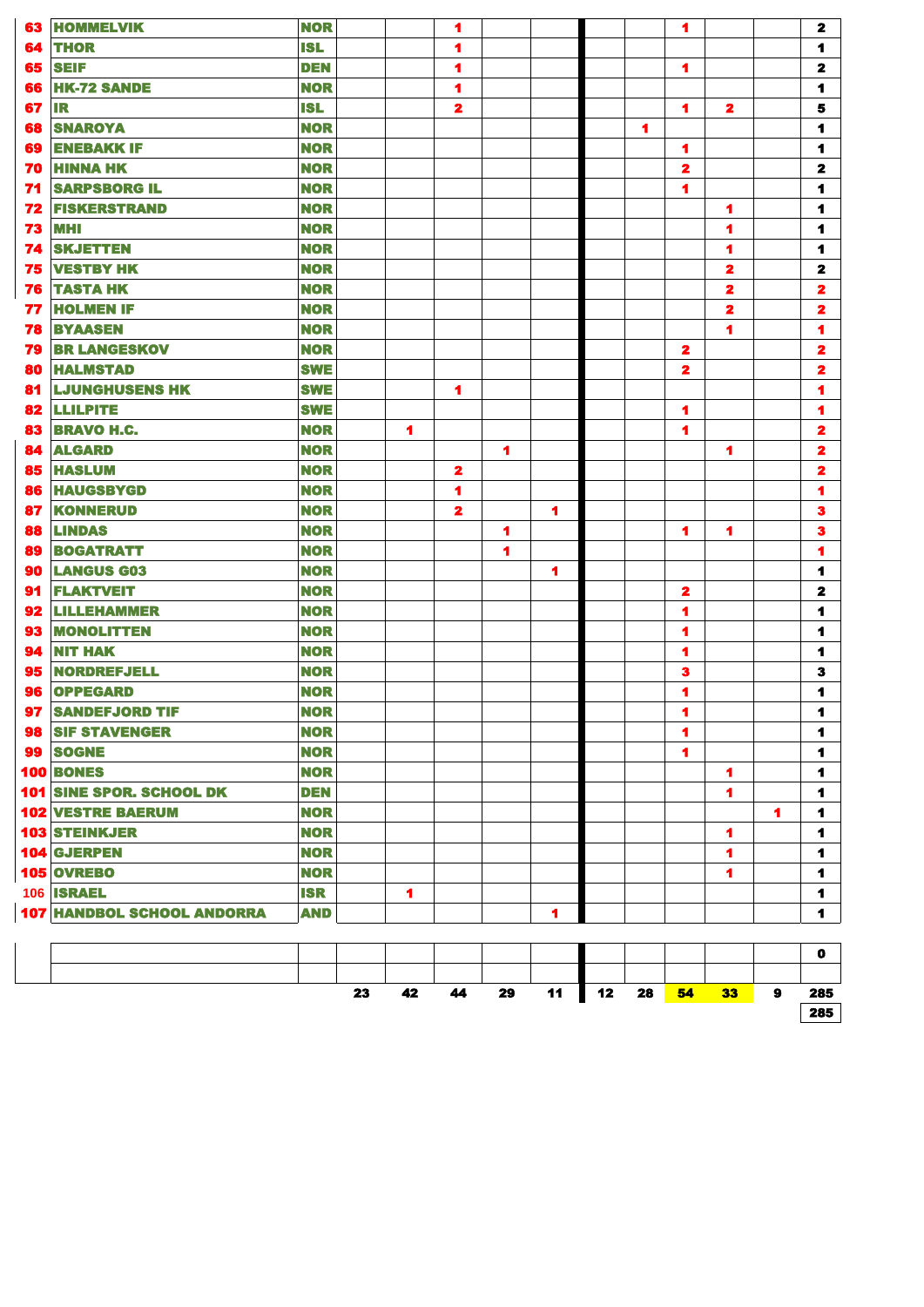| | | | | | | | | | | | | | |
|---|---|---|---|---|---|---|---|---|---|---|---|---|---|
| 63 | HOMMELVIK | NOR | | | 1 | | | | | 1 | | | 2 |
| 64 | THOR | ISL | | | 1 | | | | | | | | 1 |
| 65 | SEIF | DEN | | | 1 | | | | | 1 | | | 2 |
| 66 | HK-72 SANDE | NOR | | | 1 | | | | | | | | 1 |
| 67 | IR | ISL | | | 2 | | | | | 1 | 2 | | 5 |
| 68 | SNAROYA | NOR | | | | | | | 1 | | | | 1 |
| 69 | ENEBAKK IF | NOR | | | | | | | | 1 | | | 1 |
| 70 | HINNA HK | NOR | | | | | | | | 2 | | | 2 |
| 71 | SARPSBORG IL | NOR | | | | | | | | 1 | | | 1 |
| 72 | FISKERSTRAND | NOR | | | | | | | | | 1 | | 1 |
| 73 | MHI | NOR | | | | | | | | | 1 | | 1 |
| 74 | SKJETTEN | NOR | | | | | | | | | 1 | | 1 |
| 75 | VESTBY HK | NOR | | | | | | | | | 2 | | 2 |
| 76 | TASTA HK | NOR | | | | | | | | | 2 | | 2 |
| 77 | HOLMEN IF | NOR | | | | | | | | | 2 | | 2 |
| 78 | BYAASEN | NOR | | | | | | | | | 1 | | 1 |
| 79 | BR LANGESKOV | NOR | | | | | | | | 2 | | | 2 |
| 80 | HALMSTAD | SWE | | | | | | | | 2 | | | 2 |
| 81 | LJUNGHUSENS HK | SWE | | | 1 | | | | | | | | 1 |
| 82 | LLILPITE | SWE | | | | | | | | 1 | | | 1 |
| 83 | BRAVO H.C. | NOR | | 1 | | | | | | 1 | | | 2 |
| 84 | ALGARD | NOR | | | | 1 | | | | | 1 | | 2 |
| 85 | HASLUM | NOR | | | 2 | | | | | | | | 2 |
| 86 | HAUGSBYGD | NOR | | | 1 | | | | | | | | 1 |
| 87 | KONNERUD | NOR | | | 2 | | 1 | | | | | | 3 |
| 88 | LINDAS | NOR | | | | 1 | | | | 1 | 1 | | 3 |
| 89 | BOGATRATT | NOR | | | | 1 | | | | | | | 1 |
| 90 | LANGUS G03 | NOR | | | | | 1 | | | | | | 1 |
| 91 | FLAKTVEIT | NOR | | | | | | | | 2 | | | 2 |
| 92 | LILLEHAMMER | NOR | | | | | | | | 1 | | | 1 |
| 93 | MONOLITTEN | NOR | | | | | | | | 1 | | | 1 |
| 94 | NIT HAK | NOR | | | | | | | | 1 | | | 1 |
| 95 | NORDREFJELL | NOR | | | | | | | | 3 | | | 3 |
| 96 | OPPEGARD | NOR | | | | | | | | 1 | | | 1 |
| 97 | SANDEFJORD TIF | NOR | | | | | | | | 1 | | | 1 |
| 98 | SIF STAVENGER | NOR | | | | | | | | 1 | | | 1 |
| 99 | SOGNE | NOR | | | | | | | | 1 | | | 1 |
| 100 | BONES | NOR | | | | | | | | | 1 | | 1 |
| 101 | SINE SPOR. SCHOOL DK | DEN | | | | | | | | | 1 | | 1 |
| 102 | VESTRE BAERUM | NOR | | | | | | | | | | 1 | 1 |
| 103 | STEINKJER | NOR | | | | | | | | | 1 | | 1 |
| 104 | GJERPEN | NOR | | | | | | | | | 1 | | 1 |
| 105 | OVREBO | NOR | | | | | | | | | 1 | | 1 |
| 106 | ISRAEL | ISR | | 1 | | | | | | | | | 1 |
| 107 | HANDBOL SCHOOL ANDORRA | AND | | | | | 1 | | | | | | 1 |
| | | | | | | | | | | | | | 0 |
| | | | | | | | | | | | | | |
| | | | 23 | 42 | 44 | 29 | 11 | 12 | 28 | 54 | 33 | 9 | 285 |
| | | | | | | | | | | | | | 285 |